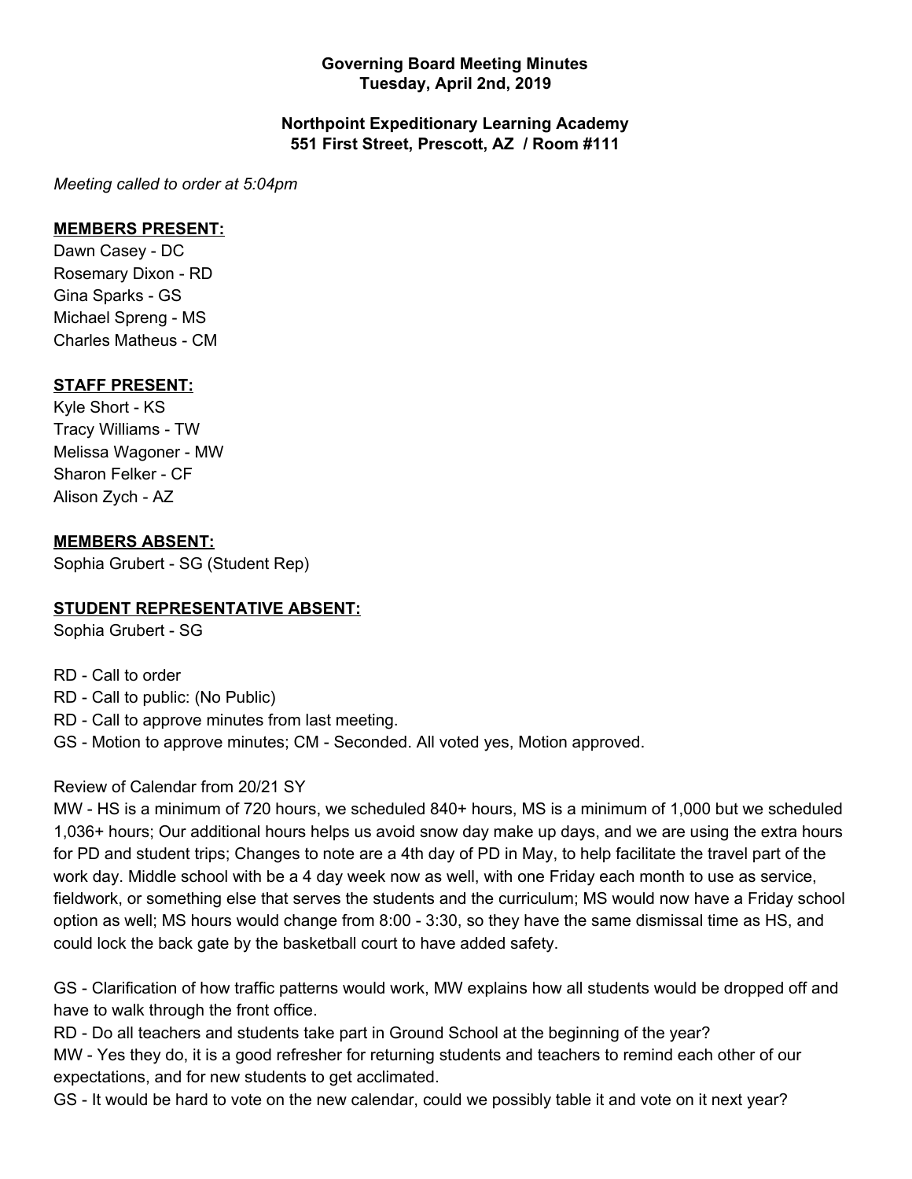**Governing Board Meeting Minutes**
**Tuesday, April 2nd, 2019**

**Northpoint Expeditionary Learning Academy**
**551 First Street, Prescott, AZ / Room #111**

*Meeting called to order at 5:04pm*

**MEMBERS PRESENT:**

Dawn Casey - DC
Rosemary Dixon - RD
Gina Sparks - GS
Michael Spreng - MS
Charles Matheus - CM

**STAFF PRESENT:**

Kyle Short - KS
Tracy Williams - TW
Melissa Wagoner - MW
Sharon Felker - CF
Alison Zych - AZ

**MEMBERS ABSENT:**

Sophia Grubert - SG (Student Rep)

**STUDENT REPRESENTATIVE ABSENT:**

Sophia Grubert - SG

RD - Call to order
RD - Call to public: (No Public)
RD - Call to approve minutes from last meeting.
GS - Motion to approve minutes; CM - Seconded. All voted yes, Motion approved.

Review of Calendar from 20/21 SY

MW - HS is a minimum of 720 hours, we scheduled 840+ hours, MS is a minimum of 1,000 but we scheduled 1,036+ hours; Our additional hours helps us avoid snow day make up days, and we are using the extra hours for PD and student trips; Changes to note are a 4th day of PD in May, to help facilitate the travel part of the work day. Middle school with be a 4 day week now as well, with one Friday each month to use as service, fieldwork, or something else that serves the students and the curriculum; MS would now have a Friday school option as well; MS hours would change from 8:00 - 3:30, so they have the same dismissal time as HS, and could lock the back gate by the basketball court to have added safety.

GS - Clarification of how traffic patterns would work, MW explains how all students would be dropped off and have to walk through the front office.

RD - Do all teachers and students take part in Ground School at the beginning of the year?

MW - Yes they do, it is a good refresher for returning students and teachers to remind each other of our expectations, and for new students to get acclimated.

GS - It would be hard to vote on the new calendar, could we possibly table it and vote on it next year?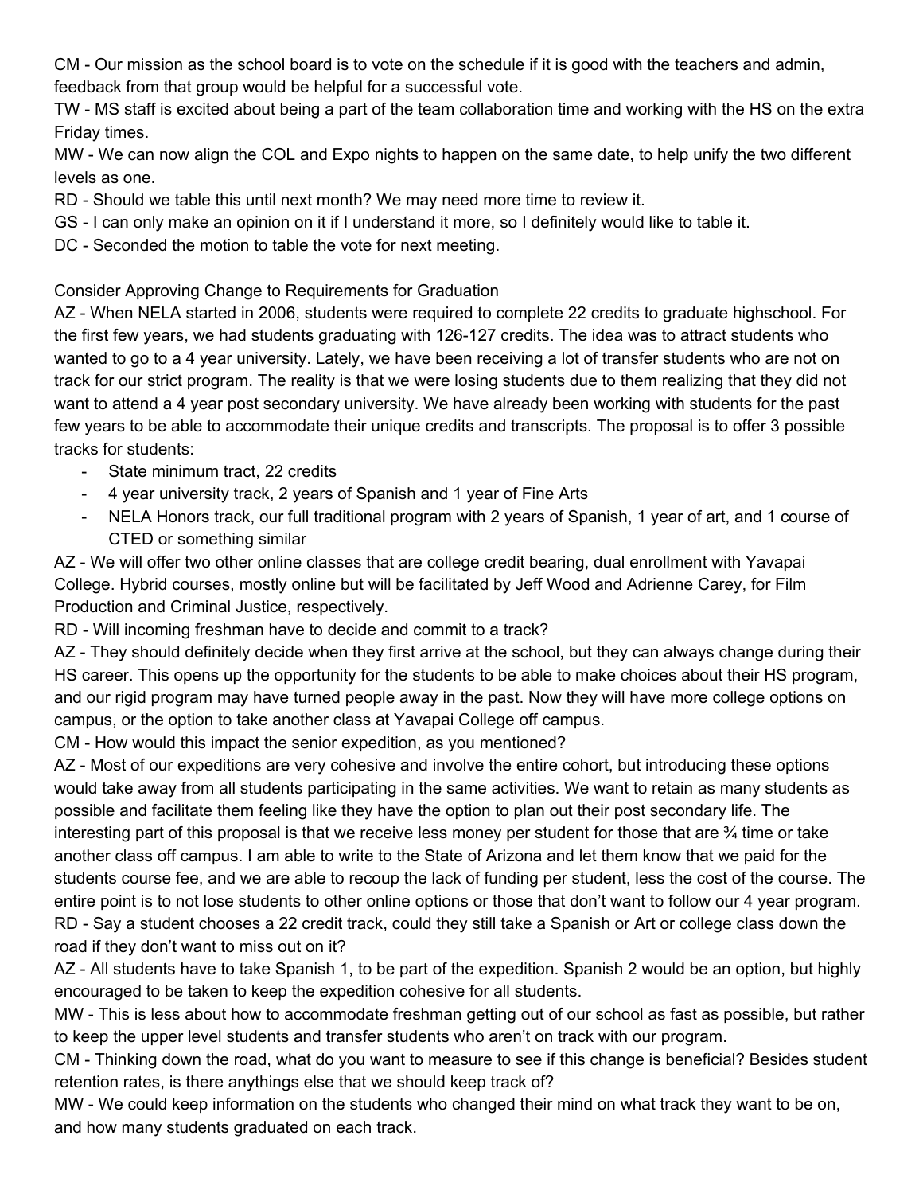CM - Our mission as the school board is to vote on the schedule if it is good with the teachers and admin, feedback from that group would be helpful for a successful vote.
TW - MS staff is excited about being a part of the team collaboration time and working with the HS on the extra Friday times.
MW - We can now align the COL and Expo nights to happen on the same date, to help unify the two different levels as one.
RD - Should we table this until next month? We may need more time to review it.
GS - I can only make an opinion on it if I understand it more, so I definitely would like to table it.
DC - Seconded the motion to table the vote for next meeting.

Consider Approving Change to Requirements for Graduation

AZ - When NELA started in 2006, students were required to complete 22 credits to graduate highschool. For the first few years, we had students graduating with 126-127 credits. The idea was to attract students who wanted to go to a 4 year university. Lately, we have been receiving a lot of transfer students who are not on track for our strict program. The reality is that we were losing students due to them realizing that they did not want to attend a 4 year post secondary university. We have already been working with students for the past few years to be able to accommodate their unique credits and transcripts. The proposal is to offer 3 possible tracks for students:

- State minimum tract, 22 credits
- 4 year university track, 2 years of Spanish and 1 year of Fine Arts
- NELA Honors track, our full traditional program with 2 years of Spanish, 1 year of art, and 1 course of CTED or something similar

AZ - We will offer two other online classes that are college credit bearing, dual enrollment with Yavapai College. Hybrid courses, mostly online but will be facilitated by Jeff Wood and Adrienne Carey, for Film Production and Criminal Justice, respectively.
RD - Will incoming freshman have to decide and commit to a track?
AZ - They should definitely decide when they first arrive at the school, but they can always change during their HS career. This opens up the opportunity for the students to be able to make choices about their HS program, and our rigid program may have turned people away in the past. Now they will have more college options on campus, or the option to take another class at Yavapai College off campus.
CM - How would this impact the senior expedition, as you mentioned?
AZ - Most of our expeditions are very cohesive and involve the entire cohort, but introducing these options would take away from all students participating in the same activities. We want to retain as many students as possible and facilitate them feeling like they have the option to plan out their post secondary life. The interesting part of this proposal is that we receive less money per student for those that are ¾ time or take another class off campus. I am able to write to the State of Arizona and let them know that we paid for the students course fee, and we are able to recoup the lack of funding per student, less the cost of the course. The entire point is to not lose students to other online options or those that don't want to follow our 4 year program.
RD - Say a student chooses a 22 credit track, could they still take a Spanish or Art or college class down the road if they don't want to miss out on it?
AZ - All students have to take Spanish 1, to be part of the expedition. Spanish 2 would be an option, but highly encouraged to be taken to keep the expedition cohesive for all students.
MW - This is less about how to accommodate freshman getting out of our school as fast as possible, but rather to keep the upper level students and transfer students who aren't on track with our program.
CM - Thinking down the road, what do you want to measure to see if this change is beneficial? Besides student retention rates, is there anythings else that we should keep track of?
MW - We could keep information on the students who changed their mind on what track they want to be on, and how many students graduated on each track.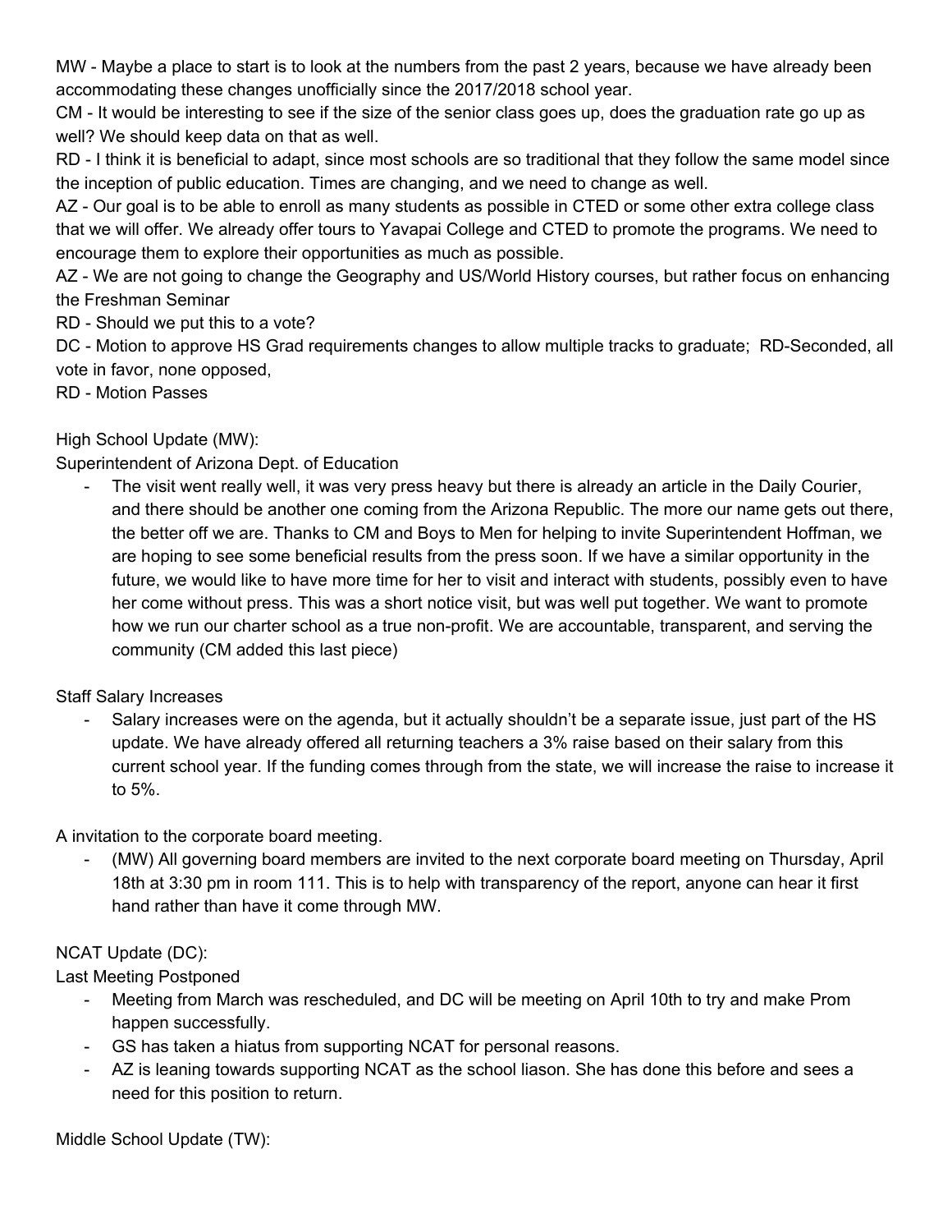MW - Maybe a place to start is to look at the numbers from the past 2 years, because we have already been accommodating these changes unofficially since the 2017/2018 school year.

CM - It would be interesting to see if the size of the senior class goes up, does the graduation rate go up as well? We should keep data on that as well.

RD - I think it is beneficial to adapt, since most schools are so traditional that they follow the same model since the inception of public education. Times are changing, and we need to change as well.

AZ - Our goal is to be able to enroll as many students as possible in CTED or some other extra college class that we will offer. We already offer tours to Yavapai College and CTED to promote the programs. We need to encourage them to explore their opportunities as much as possible.

AZ - We are not going to change the Geography and US/World History courses, but rather focus on enhancing the Freshman Seminar

RD - Should we put this to a vote?

DC - Motion to approve HS Grad requirements changes to allow multiple tracks to graduate; RD-Seconded, all vote in favor, none opposed,

RD - Motion Passes

High School Update (MW):

Superintendent of Arizona Dept. of Education

- The visit went really well, it was very press heavy but there is already an article in the Daily Courier, and there should be another one coming from the Arizona Republic. The more our name gets out there, the better off we are. Thanks to CM and Boys to Men for helping to invite Superintendent Hoffman, we are hoping to see some beneficial results from the press soon. If we have a similar opportunity in the future, we would like to have more time for her to visit and interact with students, possibly even to have her come without press. This was a short notice visit, but was well put together. We want to promote how we run our charter school as a true non-profit. We are accountable, transparent, and serving the community (CM added this last piece)

Staff Salary Increases

- Salary increases were on the agenda, but it actually shouldn't be a separate issue, just part of the HS update. We have already offered all returning teachers a 3% raise based on their salary from this current school year. If the funding comes through from the state, we will increase the raise to increase it to 5%.

A invitation to the corporate board meeting.

- (MW) All governing board members are invited to the next corporate board meeting on Thursday, April 18th at 3:30 pm in room 111. This is to help with transparency of the report, anyone can hear it first hand rather than have it come through MW.

NCAT Update (DC):

Last Meeting Postponed

- Meeting from March was rescheduled, and DC will be meeting on April 10th to try and make Prom happen successfully.
- GS has taken a hiatus from supporting NCAT for personal reasons.
- AZ is leaning towards supporting NCAT as the school liason. She has done this before and sees a need for this position to return.

Middle School Update (TW):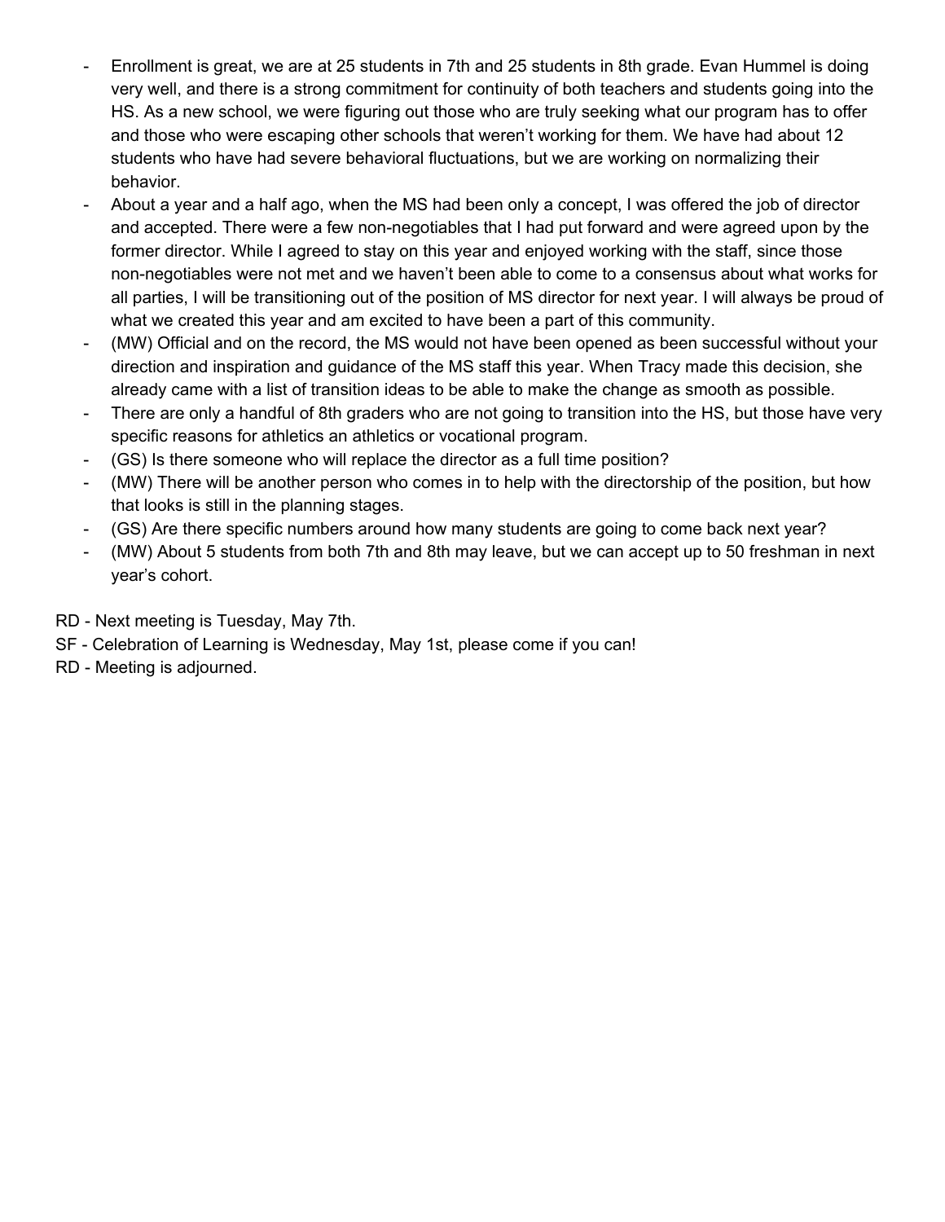- Enrollment is great, we are at 25 students in 7th and 25 students in 8th grade. Evan Hummel is doing very well, and there is a strong commitment for continuity of both teachers and students going into the HS. As a new school, we were figuring out those who are truly seeking what our program has to offer and those who were escaping other schools that weren't working for them. We have had about 12 students who have had severe behavioral fluctuations, but we are working on normalizing their behavior.
- About a year and a half ago, when the MS had been only a concept, I was offered the job of director and accepted. There were a few non-negotiables that I had put forward and were agreed upon by the former director. While I agreed to stay on this year and enjoyed working with the staff, since those non-negotiables were not met and we haven't been able to come to a consensus about what works for all parties, I will be transitioning out of the position of MS director for next year. I will always be proud of what we created this year and am excited to have been a part of this community.
- (MW) Official and on the record, the MS would not have been opened as been successful without your direction and inspiration and guidance of the MS staff this year. When Tracy made this decision, she already came with a list of transition ideas to be able to make the change as smooth as possible.
- There are only a handful of 8th graders who are not going to transition into the HS, but those have very specific reasons for athletics an athletics or vocational program.
- (GS) Is there someone who will replace the director as a full time position?
- (MW) There will be another person who comes in to help with the directorship of the position, but how that looks is still in the planning stages.
- (GS) Are there specific numbers around how many students are going to come back next year?
- (MW) About 5 students from both 7th and 8th may leave, but we can accept up to 50 freshman in next year's cohort.

RD - Next meeting is Tuesday, May 7th.

SF - Celebration of Learning is Wednesday, May 1st, please come if you can!

RD - Meeting is adjourned.